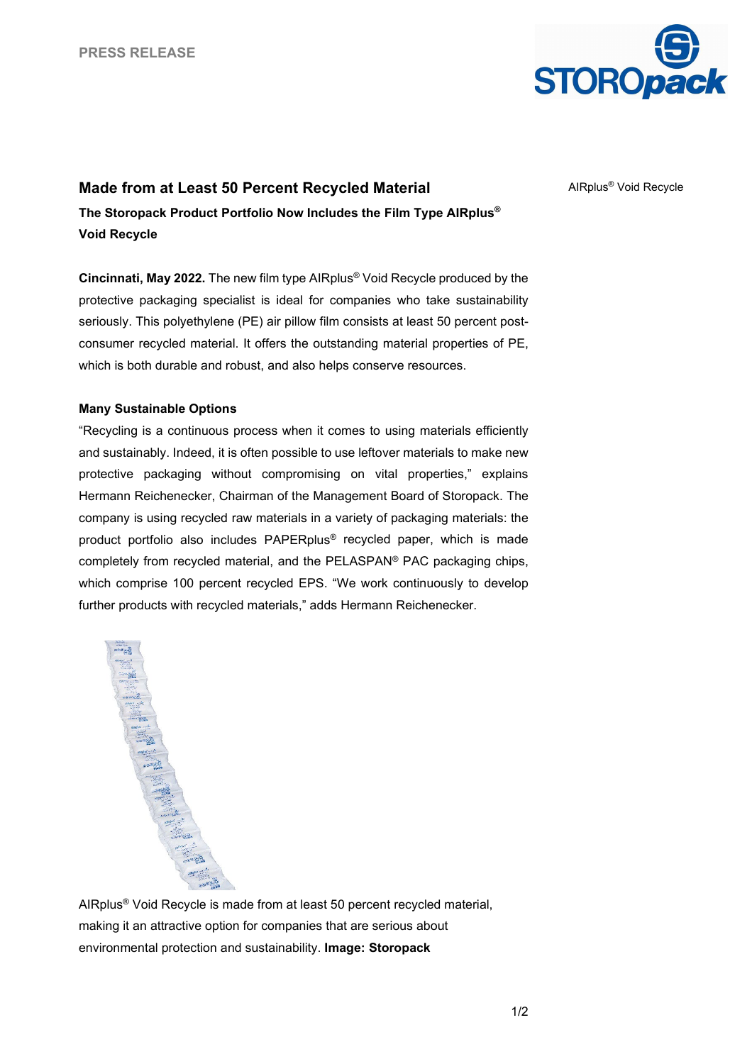PRESS RELEASE

# Made from at Least 50 Percent Recycled Material

AIRplus® Void Recycle

**The Storopack Product Portfolio Now Includes the Film Type AIRplus® Void Recycle**

**Cincinnati, May 2022.** The new film type AIRplus® Void Recycle produced by the protective packaging specialist is ideal for companies who take sustainability seriously. This polyethylene (PE) air pillow film consists at least 50 percent post-consumer recycled material. It offers the outstanding material properties of PE, which is both durable and robust, and also helps conserve resources.

## Many Sustainable Options

"Recycling is a continuous process when it comes to using materials efficiently and sustainably. Indeed, it is often possible to use leftover materials to make new protective packaging without compromising on vital properties," explains Hermann Reichenecker, Chairman of the Management Board of Storopack. The company is using recycled raw materials in a variety of packaging materials: the product portfolio also includes PAPERplus® recycled paper, which is made completely from recycled material, and the PELASPAN® PAC packaging chips, which comprise 100 percent recycled EPS. "We work continuously to develop further products with recycled materials," adds Hermann Reichenecker.

AIRplus® Void Recycle is made from at least 50 percent recycled material, making it an attractive option for companies that are serious about environmental protection and sustainability. **Image: Storopack**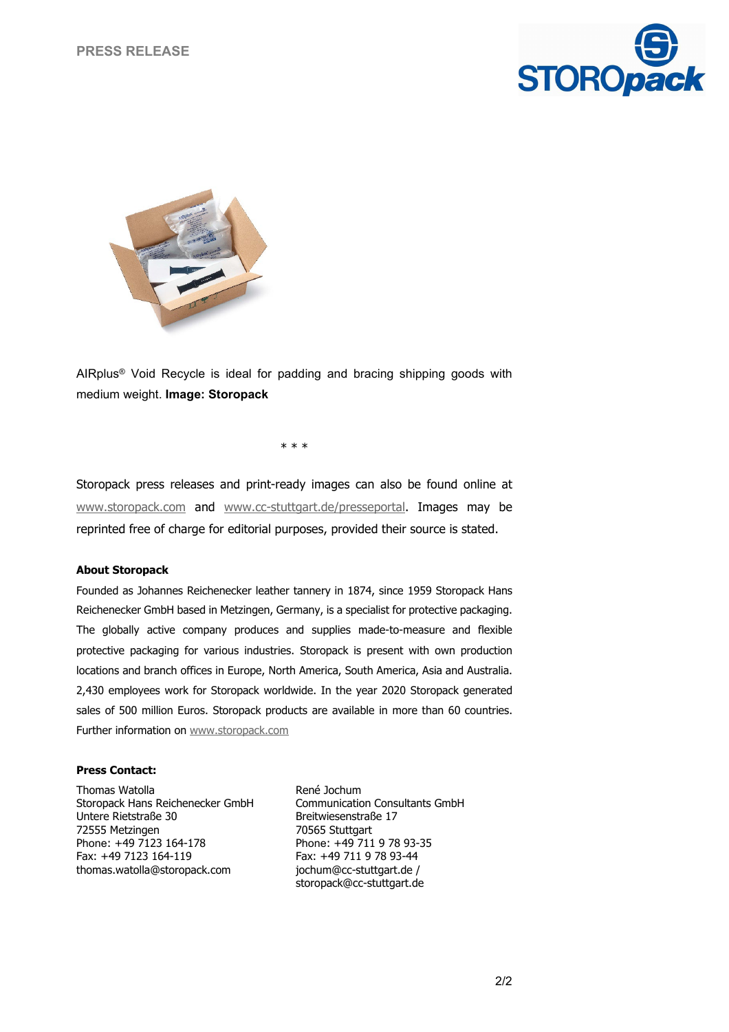AIRplus® Void Recycle is ideal for padding and bracing shipping goods with medium weight. **Image: Storopack**

\* \* \*

Storopack press releases and print-ready images can also be found online at www.storopack.com and www.cc-stuttgart.de/presseportal. Images may be reprinted free of charge for editorial purposes, provided their source is stated.

**About Storopack**

Founded as Johannes Reichenecker leather tannery in 1874, since 1959 Storopack Hans Reichenecker GmbH based in Metzingen, Germany, is a specialist for protective packaging. The globally active company produces and supplies made-to-measure and flexible protective packaging for various industries. Storopack is present with own production locations and branch offices in Europe, North America, South America, Asia and Australia. 2,430 employees work for Storopack worldwide. In the year 2020 Storopack generated sales of 500 million Euros. Storopack products are available in more than 60 countries. Further information on www.storopack.com

**Press Contact:**

Thomas Watolla
Storopack Hans Reichenecker GmbH
Untere Rietstraße 30
72555 Metzingen
Phone: +49 7123 164-178
Fax: +49 7123 164-119
thomas.watolla@storopack.com

René Jochum
Communication Consultants GmbH
Breitwiesenstraße 17
70565 Stuttgart
Phone: +49 711 9 78 93-35
Fax: +49 711 9 78 93-44
jochum@cc-stuttgart.de /
storopack@cc-stuttgart.de